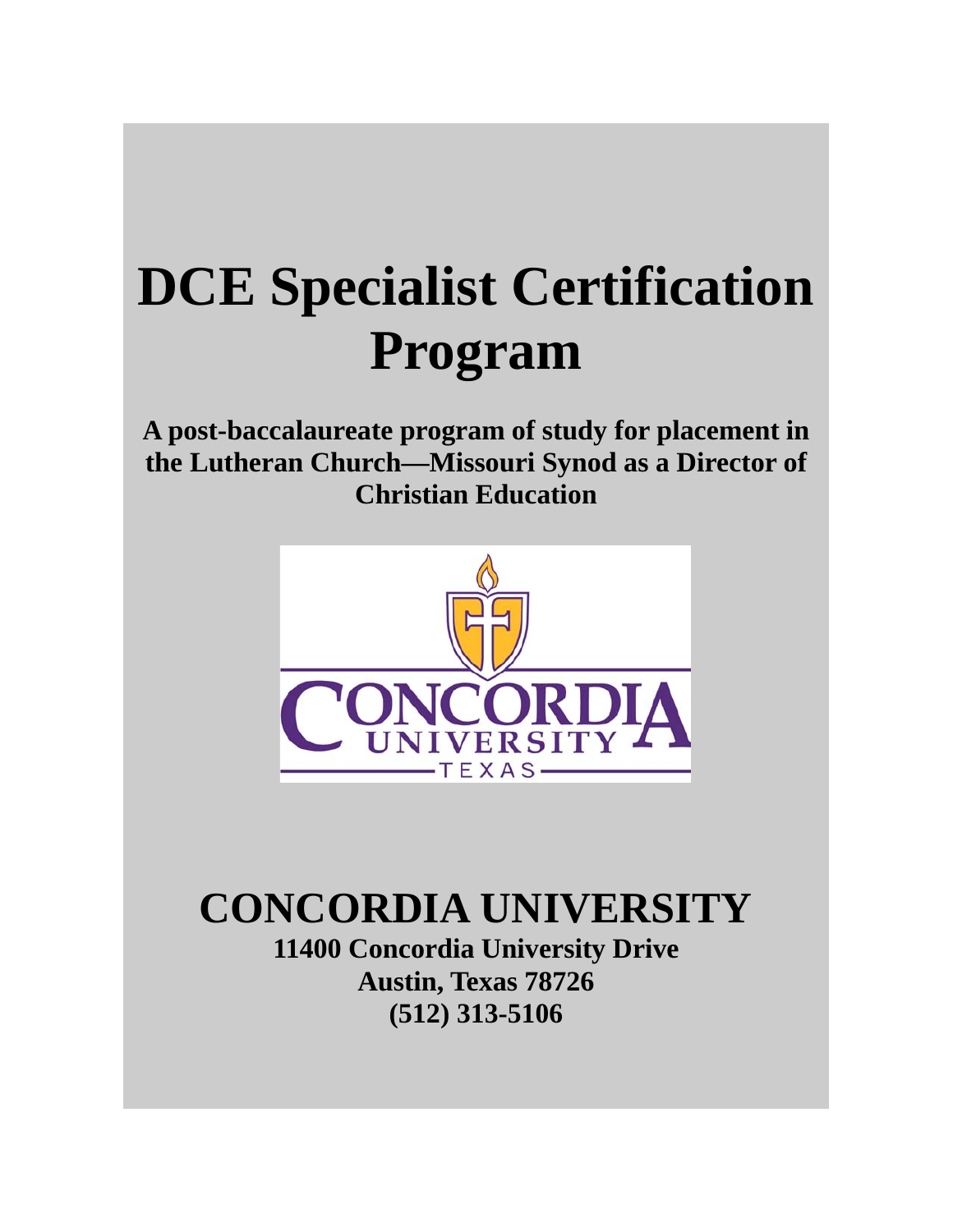# DCE Specialist Certification Program

**A post-baccalaureate program of study for placement in the Lutheran Church—Missouri Synod as a Director of Christian Education**

## CONCORDIA UNIVERSITY

**11400 Concordia University Drive**
**Austin, Texas 78726**
**(512) 313-5106**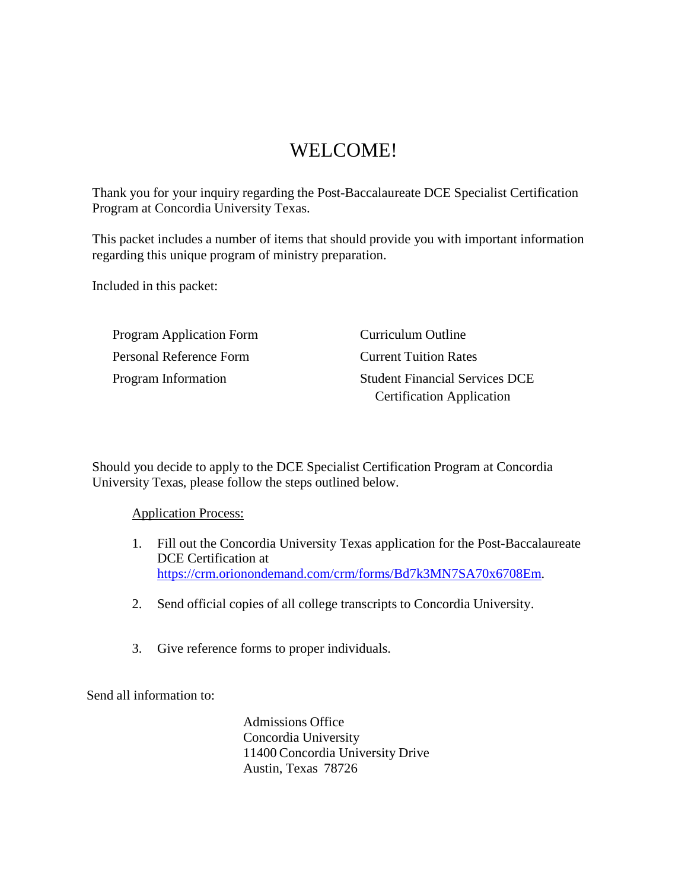# WELCOME!

Thank you for your inquiry regarding the Post-Baccalaureate DCE Specialist Certification Program at Concordia University Texas.

This packet includes a number of items that should provide you with important information regarding this unique program of ministry preparation.

Included in this packet:

- Program Application Form
- Personal Reference Form
- Program Information
- Curriculum Outline
- Current Tuition Rates
- Student Financial Services DCE Certification Application

Should you decide to apply to the DCE Specialist Certification Program at Concordia University Texas, please follow the steps outlined below.

Application Process:

1. Fill out the Concordia University Texas application for the Post-Baccalaureate DCE Certification at https://crm.oriononondemand.com/crm/forms/Bd7k3MN7SA70x6708Em.
2. Send official copies of all college transcripts to Concordia University.
3. Give reference forms to proper individuals.

Send all information to:

Admissions Office
Concordia University
11400 Concordia University Drive
Austin, Texas 78726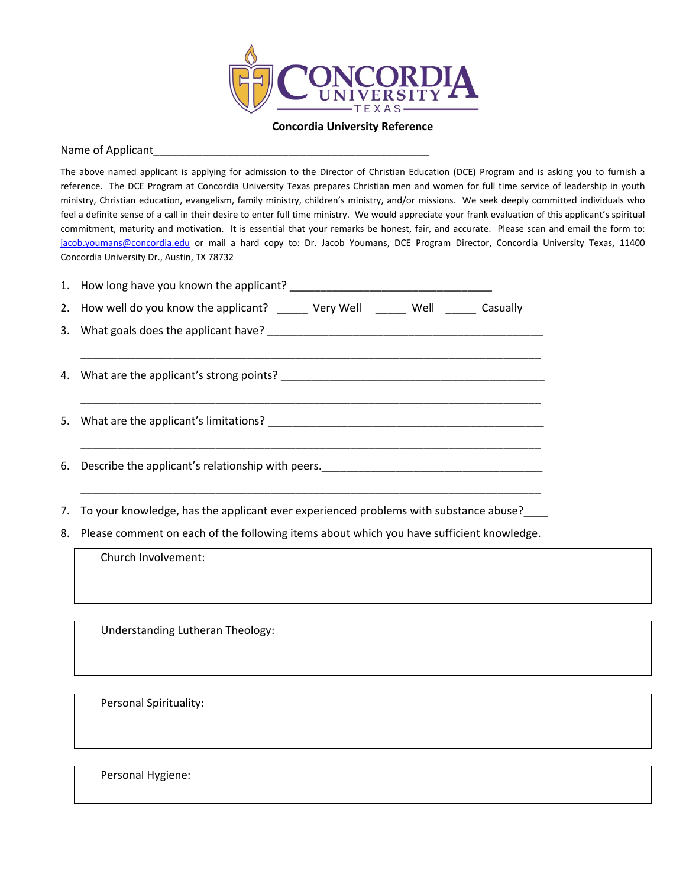**Concordia University Reference**

Name of Applicant_______________________________________________

The above named applicant is applying for admission to the Director of Christian Education (DCE) Program and is asking you to furnish a reference. The DCE Program at Concordia University Texas prepares Christian men and women for full time service of leadership in youth ministry, Christian education, evangelism, family ministry, children's ministry, and/or missions. We seek deeply committed individuals who feel a definite sense of a call in their desire to enter full time ministry. We would appreciate your frank evaluation of this applicant's spiritual commitment, maturity and motivation. It is essential that your remarks be honest, fair, and accurate. Please scan and email the form to: jacob.youmans@concordia.edu or mail a hard copy to: Dr. Jacob Youmans, DCE Program Director, Concordia University Texas, 11400 Concordia University Dr., Austin, TX 78732

1. How long have you known the applicant? ________________________________
2. How well do you know the applicant? _____ Very Well _____ Well _____ Casually
3. What goals does the applicant have? ____________________________________________

   ___________________________________________________________________________
4. What are the applicant's strong points? __________________________________________

   ___________________________________________________________________________
5. What are the applicant's limitations? ____________________________________________

   ___________________________________________________________________________
6. Describe the applicant's relationship with peers.___________________________________

   ___________________________________________________________________________
7. To your knowledge, has the applicant ever experienced problems with substance abuse?____
8. Please comment on each of the following items about which you have sufficient knowledge.

| Church Involvement: |
|---|
| |

| Understanding Lutheran Theology: |
|---|
| |

| Personal Spirituality: |
|---|
| |

| Personal Hygiene: |
|---|
| |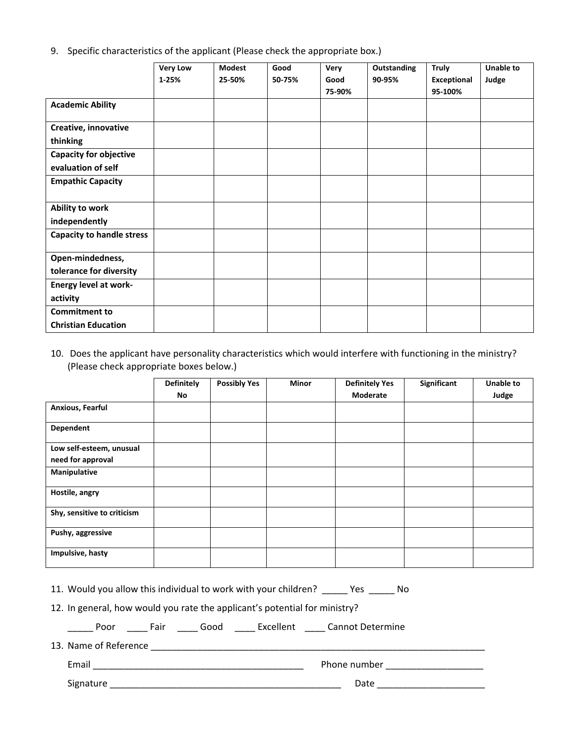9. Specific characteristics of the applicant (Please check the appropriate box.)

| | Very Low 1-25% | Modest 25-50% | Good 50-75% | Very Good 75-90% | Outstanding 90-95% | Truly Exceptional 95-100% | Unable to Judge |
|---|---|---|---|---|---|---|---|
| **Academic Ability** | | | | | | | |
| **Creative, innovative thinking** | | | | | | | |
| **Capacity for objective evaluation of self** | | | | | | | |
| **Empathic Capacity** | | | | | | | |
| **Ability to work independently** | | | | | | | |
| **Capacity to handle stress** | | | | | | | |
| **Open-mindedness, tolerance for diversity** | | | | | | | |
| **Energy level at work-activity** | | | | | | | |
| **Commitment to Christian Education** | | | | | | | |

10. Does the applicant have personality characteristics which would interfere with functioning in the ministry? (Please check appropriate boxes below.)

| | Definitely No | Possibly Yes | Minor | Definitely Yes Moderate | Significant | Unable to Judge |
|---|---|---|---|---|---|---|
| **Anxious, Fearful** | | | | | | |
| **Dependent** | | | | | | |
| **Low self-esteem, unusual need for approval** | | | | | | |
| **Manipulative** | | | | | | |
| **Hostile, angry** | | | | | | |
| **Shy, sensitive to criticism** | | | | | | |
| **Pushy, aggressive** | | | | | | |
| **Impulsive, hasty** | | | | | | |

11. Would you allow this individual to work with your children? _____ Yes _____ No

12. In general, how would you rate the applicant's potential for ministry?

    _____ Poor ____ Fair ____ Good ____ Excellent ____ Cannot Determine

13. Name of Reference ____________________________________________________________________

    Email __________________________________________ Phone number ___________________

    Signature _______________________________________________ Date _____________________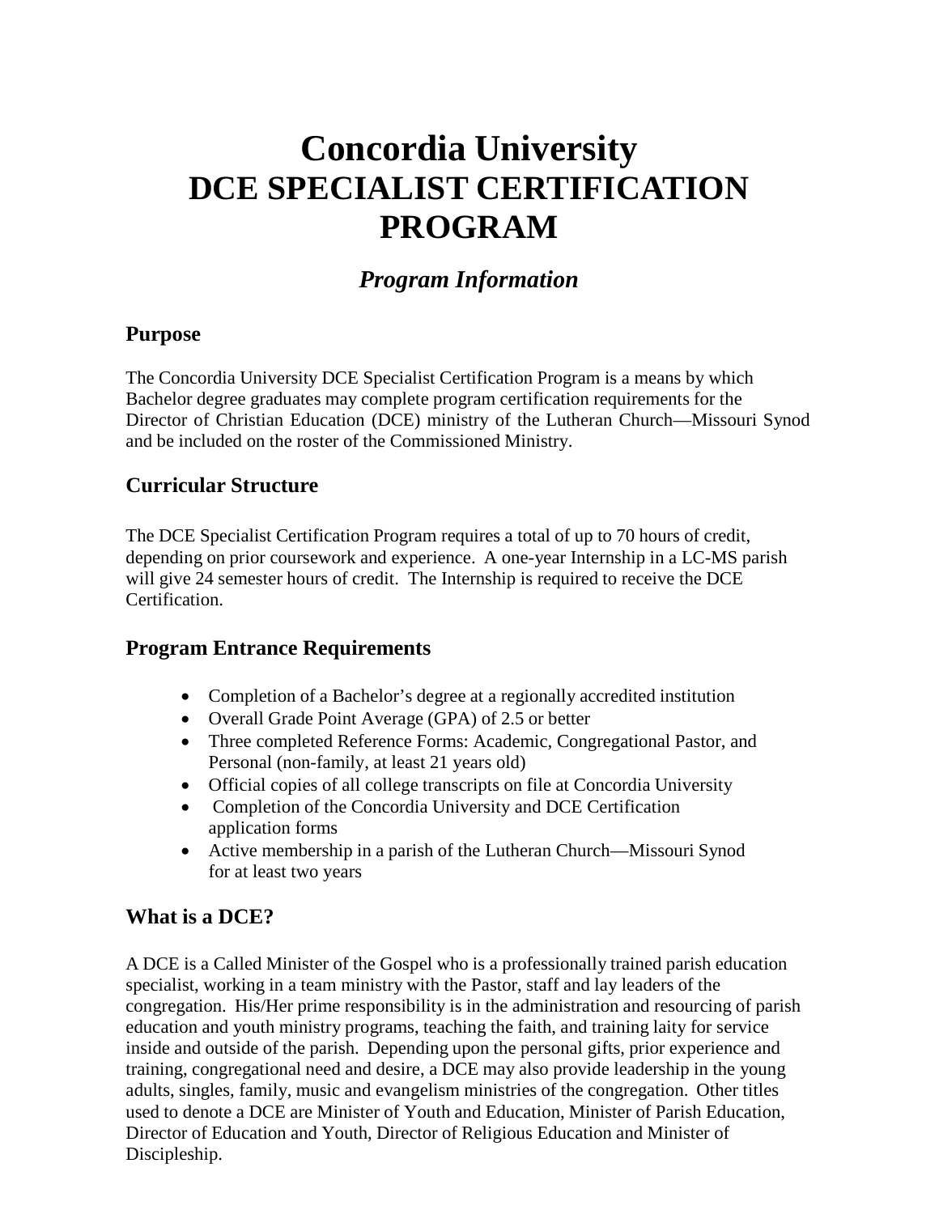# Concordia University
# DCE SPECIALIST CERTIFICATION PROGRAM

## *Program Information*

### Purpose

The Concordia University DCE Specialist Certification Program is a means by which Bachelor degree graduates may complete program certification requirements for the Director of Christian Education (DCE) ministry of the Lutheran Church—Missouri Synod and be included on the roster of the Commissioned Ministry.

### Curricular Structure

The DCE Specialist Certification Program requires a total of up to 70 hours of credit, depending on prior coursework and experience. A one-year Internship in a LC-MS parish will give 24 semester hours of credit. The Internship is required to receive the DCE Certification.

### Program Entrance Requirements

- Completion of a Bachelor's degree at a regionally accredited institution
- Overall Grade Point Average (GPA) of 2.5 or better
- Three completed Reference Forms: Academic, Congregational Pastor, and Personal (non-family, at least 21 years old)
- Official copies of all college transcripts on file at Concordia University
- Completion of the Concordia University and DCE Certification application forms
- Active membership in a parish of the Lutheran Church—Missouri Synod for at least two years

### What is a DCE?

A DCE is a Called Minister of the Gospel who is a professionally trained parish education specialist, working in a team ministry with the Pastor, staff and lay leaders of the congregation. His/Her prime responsibility is in the administration and resourcing of parish education and youth ministry programs, teaching the faith, and training laity for service inside and outside of the parish. Depending upon the personal gifts, prior experience and training, congregational need and desire, a DCE may also provide leadership in the young adults, singles, family, music and evangelism ministries of the congregation. Other titles used to denote a DCE are Minister of Youth and Education, Minister of Parish Education, Director of Education and Youth, Director of Religious Education and Minister of Discipleship.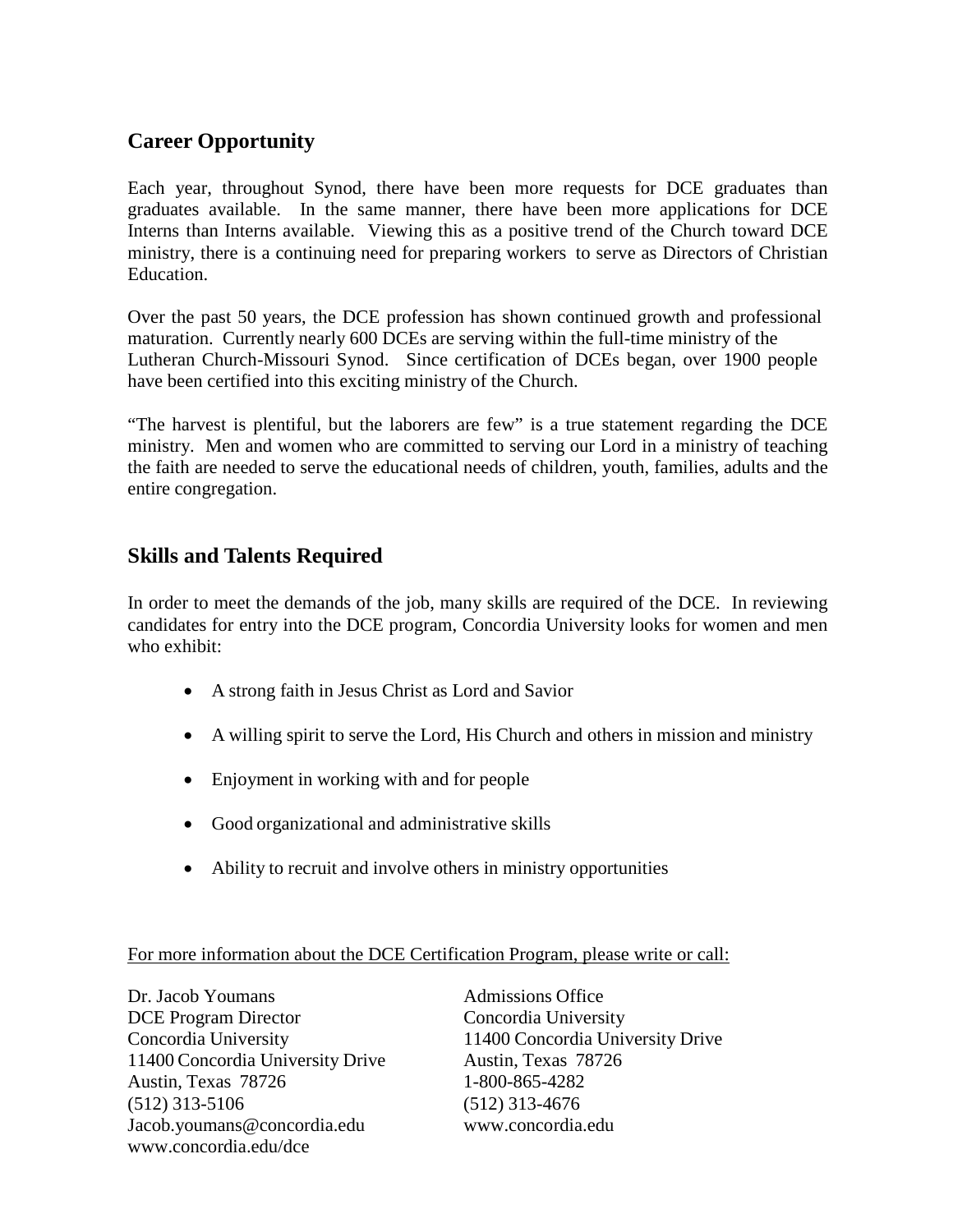## Career Opportunity

Each year, throughout Synod, there have been more requests for DCE graduates than graduates available. In the same manner, there have been more applications for DCE Interns than Interns available. Viewing this as a positive trend of the Church toward DCE ministry, there is a continuing need for preparing workers to serve as Directors of Christian Education.

Over the past 50 years, the DCE profession has shown continued growth and professional maturation. Currently nearly 600 DCEs are serving within the full-time ministry of the Lutheran Church-Missouri Synod. Since certification of DCEs began, over 1900 people have been certified into this exciting ministry of the Church.

"The harvest is plentiful, but the laborers are few" is a true statement regarding the DCE ministry. Men and women who are committed to serving our Lord in a ministry of teaching the faith are needed to serve the educational needs of children, youth, families, adults and the entire congregation.

## Skills and Talents Required

In order to meet the demands of the job, many skills are required of the DCE. In reviewing candidates for entry into the DCE program, Concordia University looks for women and men who exhibit:

- A strong faith in Jesus Christ as Lord and Savior
- A willing spirit to serve the Lord, His Church and others in mission and ministry
- Enjoyment in working with and for people
- Good organizational and administrative skills
- Ability to recruit and involve others in ministry opportunities

For more information about the DCE Certification Program, please write or call:

Dr. Jacob Youmans
DCE Program Director
Concordia University
11400 Concordia University Drive
Austin, Texas 78726
(512) 313-5106
Jacob.youmans@concordia.edu
www.concordia.edu/dce

Admissions Office
Concordia University
11400 Concordia University Drive
Austin, Texas 78726
1-800-865-4282
(512) 313-4676
www.concordia.edu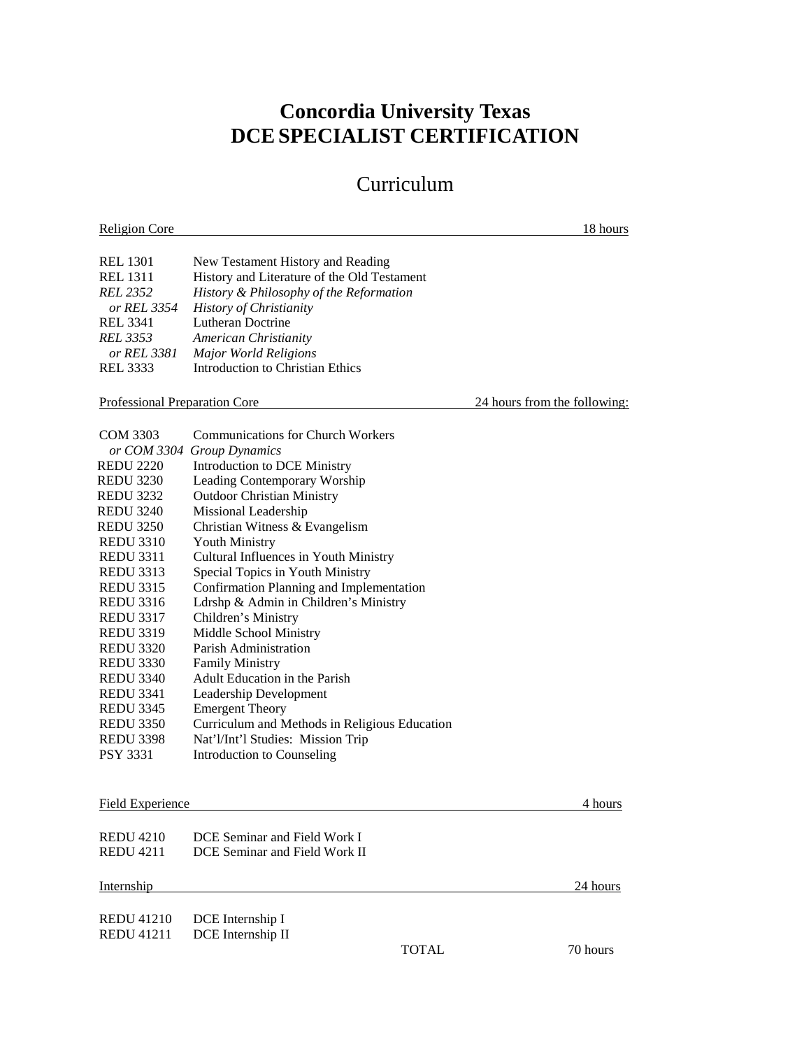# Concordia University Texas
# DCE SPECIALIST CERTIFICATION

## Curriculum

| Religion Core | | 18 hours |
|---|---|---|
| REL 1301 | New Testament History and Reading | |
| REL 1311 | History and Literature of the Old Testament | |
| *REL 2352* | *History & Philosophy of the Reformation* | |
| *or REL 3354* | *History of Christianity* | |
| REL 3341 | Lutheran Doctrine | |
| *REL 3353* | *American Christianity* | |
| *or REL 3381* | *Major World Religions* | |
| REL 3333 | Introduction to Christian Ethics | |

| Professional Preparation Core | | 24 hours from the following: |
|---|---|---|
| COM 3303 | Communications for Church Workers | |
| *or COM 3304* | *Group Dynamics* | |
| REDU 2220 | Introduction to DCE Ministry | |
| REDU 3230 | Leading Contemporary Worship | |
| REDU 3232 | Outdoor Christian Ministry | |
| REDU 3240 | Missional Leadership | |
| REDU 3250 | Christian Witness & Evangelism | |
| REDU 3310 | Youth Ministry | |
| REDU 3311 | Cultural Influences in Youth Ministry | |
| REDU 3313 | Special Topics in Youth Ministry | |
| REDU 3315 | Confirmation Planning and Implementation | |
| REDU 3316 | Ldrshp & Admin in Children's Ministry | |
| REDU 3317 | Children's Ministry | |
| REDU 3319 | Middle School Ministry | |
| REDU 3320 | Parish Administration | |
| REDU 3330 | Family Ministry | |
| REDU 3340 | Adult Education in the Parish | |
| REDU 3341 | Leadership Development | |
| REDU 3345 | Emergent Theory | |
| REDU 3350 | Curriculum and Methods in Religious Education | |
| REDU 3398 | Nat'l/Int'l Studies: Mission Trip | |
| PSY 3331 | Introduction to Counseling | |

| Field Experience | | 4 hours |
|---|---|---|
| REDU 4210 | DCE Seminar and Field Work I | |
| REDU 4211 | DCE Seminar and Field Work II | |

| Internship | | 24 hours |
|---|---|---|
| REDU 41210 | DCE Internship I | |
| REDU 41211 | DCE Internship II | |
| | TOTAL | 70 hours |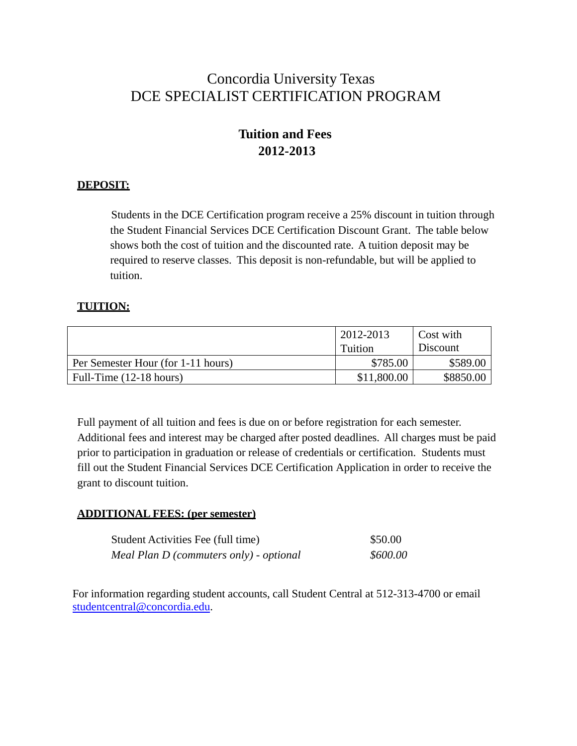# Concordia University Texas
# DCE SPECIALIST CERTIFICATION PROGRAM

## Tuition and Fees
## 2012-2013

**DEPOSIT:**

Students in the DCE Certification program receive a 25% discount in tuition through the Student Financial Services DCE Certification Discount Grant. The table below shows both the cost of tuition and the discounted rate. A tuition deposit may be required to reserve classes. This deposit is non-refundable, but will be applied to tuition.

**TUITION:**

| | 2012-2013 Tuition | Cost with Discount |
|---|---|---|
| Per Semester Hour (for 1-11 hours) | $785.00 | $589.00 |
| Full-Time (12-18 hours) | $11,800.00 | $8850.00 |

Full payment of all tuition and fees is due on or before registration for each semester. Additional fees and interest may be charged after posted deadlines. All charges must be paid prior to participation in graduation or release of credentials or certification. Students must fill out the Student Financial Services DCE Certification Application in order to receive the grant to discount tuition.

**ADDITIONAL FEES: (per semester)**

| | |
|---|---|
| Student Activities Fee (full time) | $50.00 |
| *Meal Plan D (commuters only) - optional* | *$600.00* |

For information regarding student accounts, call Student Central at 512-313-4700 or email studentcentral@concordia.edu.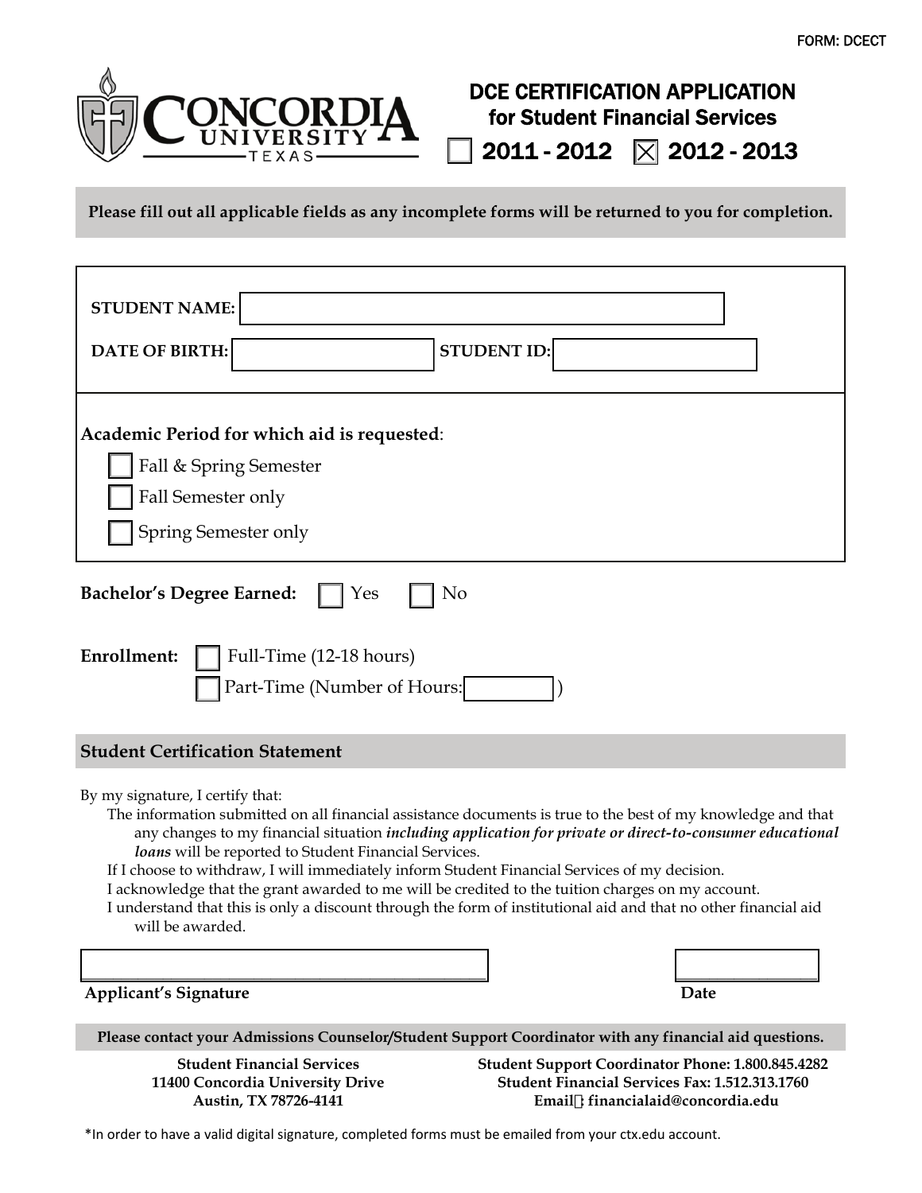FORM: DCECT

CONCORDIA UNIVERSITY TEXAS

# DCE CERTIFICATION APPLICATION for Student Financial Services

☐ 2011 - 2012 ☒ 2012 - 2013

**Please fill out all applicable fields as any incomplete forms will be returned to you for completion.**

**STUDENT NAME:**

**DATE OF BIRTH:** **STUDENT ID:**

**Academic Period for which aid is requested**:

☐ Fall & Spring Semester

☐ Fall Semester only

☐ Spring Semester only

**Bachelor's Degree Earned:** ☐ Yes ☐ No

**Enrollment:** ☐ Full-Time (12-18 hours)

☐ Part-Time (Number of Hours: )

## Student Certification Statement

By my signature, I certify that:

- The information submitted on all financial assistance documents is true to the best of my knowledge and that any changes to my financial situation ***including application for private or direct-to-consumer educational loans*** will be reported to Student Financial Services.
- If I choose to withdraw, I will immediately inform Student Financial Services of my decision.
- I acknowledge that the grant awarded to me will be credited to the tuition charges on my account.
- I understand that this is only a discount through the form of institutional aid and that no other financial aid will be awarded.

**Applicant's Signature** **Date**

**Please contact your Admissions Counselor/Student Support Coordinator with any financial aid questions.**

**Student Financial Services**
**11400 Concordia University Drive**
**Austin, TX 78726-4141**

**Student Support Coordinator Phone: 1.800.845.4282**
**Student Financial Services Fax: 1.512.313.1760**
**Email: financialaid@concordia.edu**

*In order to have a valid digital signature, completed forms must be emailed from your ctx.edu account.